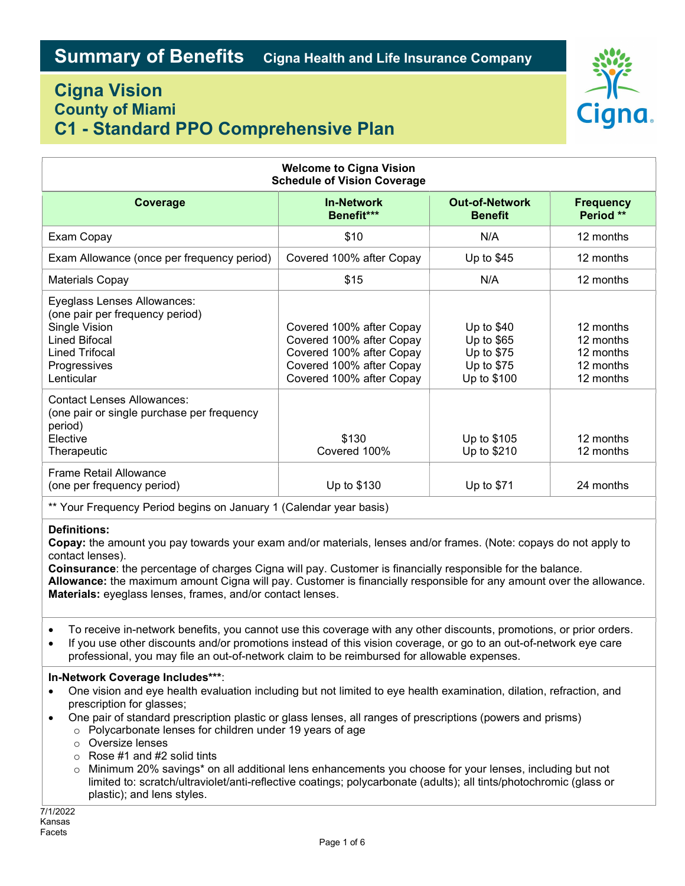# Summary of Benefits — Cigna Health and Life Insurance Company

## Cigna Vision
## County of Miami
## C1 - Standard PPO Comprehensive Plan

**Welcome to Cigna Vision**
**Schedule of Vision Coverage**

| Coverage | In-Network Benefit*** | Out-of-Network Benefit | Frequency Period ** |
|---|---|---|---|
| Exam Copay | $10 | N/A | 12 months |
| Exam Allowance (once per frequency period) | Covered 100% after Copay | Up to $45 | 12 months |
| Materials Copay | $15 | N/A | 12 months |
| Eyeglass Lenses Allowances: (one pair per frequency period) | | | |
| Single Vision | Covered 100% after Copay | Up to $40 | 12 months |
| Lined Bifocal | Covered 100% after Copay | Up to $65 | 12 months |
| Lined Trifocal | Covered 100% after Copay | Up to $75 | 12 months |
| Progressives | Covered 100% after Copay | Up to $75 | 12 months |
| Lenticular | Covered 100% after Copay | Up to $100 | 12 months |
| Contact Lenses Allowances: (one pair or single purchase per frequency period) | | | |
| Elective | $130 | Up to $105 | 12 months |
| Therapeutic | Covered 100% | Up to $210 | 12 months |
| Frame Retail Allowance (one per frequency period) | Up to $130 | Up to $71 | 24 months |

** Your Frequency Period begins on January 1 (Calendar year basis)

**Definitions:**
**Copay:** the amount you pay towards your exam and/or materials, lenses and/or frames. (Note: copays do not apply to contact lenses).
**Coinsurance**: the percentage of charges Cigna will pay. Customer is financially responsible for the balance.
**Allowance:** the maximum amount Cigna will pay. Customer is financially responsible for any amount over the allowance.
**Materials:** eyeglass lenses, frames, and/or contact lenses.

- To receive in-network benefits, you cannot use this coverage with any other discounts, promotions, or prior orders.
- If you use other discounts and/or promotions instead of this vision coverage, or go to an out-of-network eye care professional, you may file an out-of-network claim to be reimbursed for allowable expenses.

**In-Network Coverage Includes*****:
- One vision and eye health evaluation including but not limited to eye health examination, dilation, refraction, and prescription for glasses;
- One pair of standard prescription plastic or glass lenses, all ranges of prescriptions (powers and prisms)
  - Polycarbonate lenses for children under 19 years of age
  - Oversize lenses
  - Rose #1 and #2 solid tints
  - Minimum 20% savings* on all additional lens enhancements you choose for your lenses, including but not limited to: scratch/ultraviolet/anti-reflective coatings; polycarbonate (adults); all tints/photochromic (glass or plastic); and lens styles.

7/1/2022
Kansas
Facets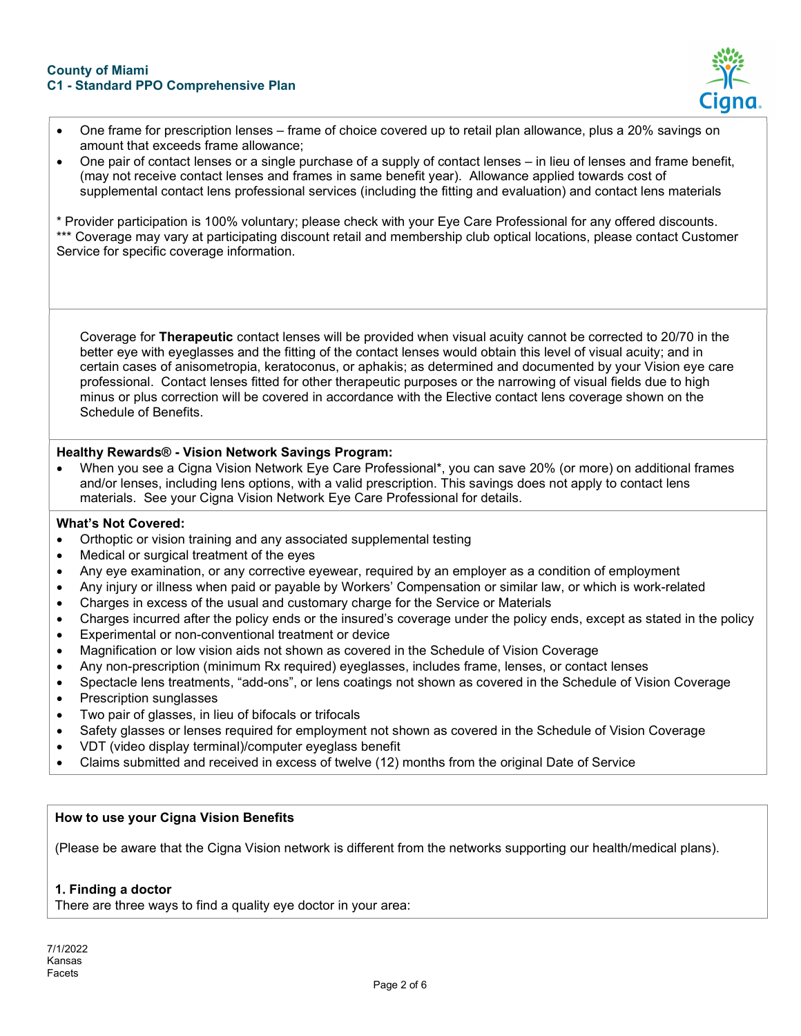- One frame for prescription lenses – frame of choice covered up to retail plan allowance, plus a 20% savings on amount that exceeds frame allowance;
- One pair of contact lenses or a single purchase of a supply of contact lenses – in lieu of lenses and frame benefit, (may not receive contact lenses and frames in same benefit year). Allowance applied towards cost of supplemental contact lens professional services (including the fitting and evaluation) and contact lens materials

* Provider participation is 100% voluntary; please check with your Eye Care Professional for any offered discounts.
*** Coverage may vary at participating discount retail and membership club optical locations, please contact Customer Service for specific coverage information.

Coverage for **Therapeutic** contact lenses will be provided when visual acuity cannot be corrected to 20/70 in the better eye with eyeglasses and the fitting of the contact lenses would obtain this level of visual acuity; and in certain cases of anisometropia, keratoconus, or aphakis; as determined and documented by your Vision eye care professional. Contact lenses fitted for other therapeutic purposes or the narrowing of visual fields due to high minus or plus correction will be covered in accordance with the Elective contact lens coverage shown on the Schedule of Benefits.

**Healthy Rewards® - Vision Network Savings Program:**

- When you see a Cigna Vision Network Eye Care Professional*, you can save 20% (or more) on additional frames and/or lenses, including lens options, with a valid prescription. This savings does not apply to contact lens materials. See your Cigna Vision Network Eye Care Professional for details.

**What's Not Covered:**

- Orthoptic or vision training and any associated supplemental testing
- Medical or surgical treatment of the eyes
- Any eye examination, or any corrective eyewear, required by an employer as a condition of employment
- Any injury or illness when paid or payable by Workers' Compensation or similar law, or which is work-related
- Charges in excess of the usual and customary charge for the Service or Materials
- Charges incurred after the policy ends or the insured's coverage under the policy ends, except as stated in the policy
- Experimental or non-conventional treatment or device
- Magnification or low vision aids not shown as covered in the Schedule of Vision Coverage
- Any non-prescription (minimum Rx required) eyeglasses, includes frame, lenses, or contact lenses
- Spectacle lens treatments, "add-ons", or lens coatings not shown as covered in the Schedule of Vision Coverage
- Prescription sunglasses
- Two pair of glasses, in lieu of bifocals or trifocals
- Safety glasses or lenses required for employment not shown as covered in the Schedule of Vision Coverage
- VDT (video display terminal)/computer eyeglass benefit
- Claims submitted and received in excess of twelve (12) months from the original Date of Service

## How to use your Cigna Vision Benefits

(Please be aware that the Cigna Vision network is different from the networks supporting our health/medical plans).

### 1. Finding a doctor

There are three ways to find a quality eye doctor in your area:

7/1/2022
Kansas
Facets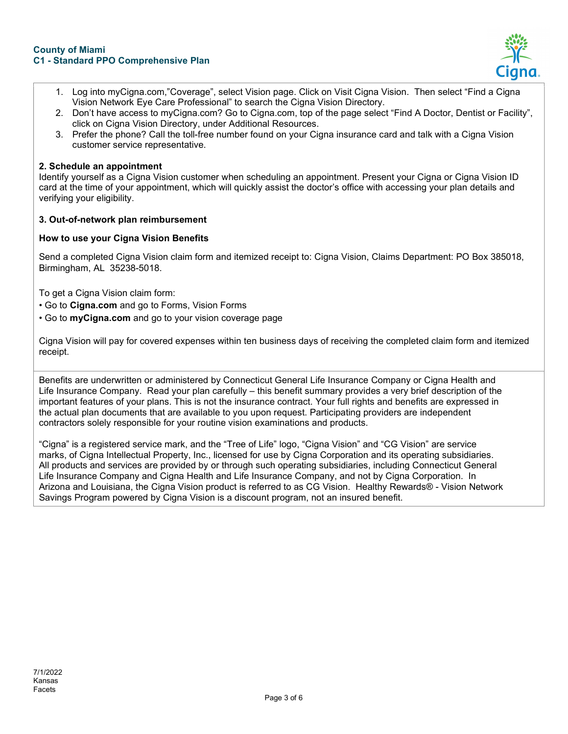1. Log into myCigna.com,"Coverage", select Vision page. Click on Visit Cigna Vision. Then select "Find a Cigna Vision Network Eye Care Professional" to search the Cigna Vision Directory.
2. Don't have access to myCigna.com? Go to Cigna.com, top of the page select "Find A Doctor, Dentist or Facility", click on Cigna Vision Directory, under Additional Resources.
3. Prefer the phone? Call the toll-free number found on your Cigna insurance card and talk with a Cigna Vision customer service representative.

**2. Schedule an appointment**

Identify yourself as a Cigna Vision customer when scheduling an appointment. Present your Cigna or Cigna Vision ID card at the time of your appointment, which will quickly assist the doctor's office with accessing your plan details and verifying your eligibility.

**3. Out-of-network plan reimbursement**

**How to use your Cigna Vision Benefits**

Send a completed Cigna Vision claim form and itemized receipt to: Cigna Vision, Claims Department: PO Box 385018, Birmingham, AL 35238-5018.

To get a Cigna Vision claim form:

- Go to **Cigna.com** and go to Forms, Vision Forms
- Go to **myCigna.com** and go to your vision coverage page

Cigna Vision will pay for covered expenses within ten business days of receiving the completed claim form and itemized receipt.

Benefits are underwritten or administered by Connecticut General Life Insurance Company or Cigna Health and Life Insurance Company. Read your plan carefully – this benefit summary provides a very brief description of the important features of your plans. This is not the insurance contract. Your full rights and benefits are expressed in the actual plan documents that are available to you upon request. Participating providers are independent contractors solely responsible for your routine vision examinations and products.

"Cigna" is a registered service mark, and the "Tree of Life" logo, "Cigna Vision" and "CG Vision" are service marks, of Cigna Intellectual Property, Inc., licensed for use by Cigna Corporation and its operating subsidiaries. All products and services are provided by or through such operating subsidiaries, including Connecticut General Life Insurance Company and Cigna Health and Life Insurance Company, and not by Cigna Corporation. In Arizona and Louisiana, the Cigna Vision product is referred to as CG Vision. Healthy Rewards® - Vision Network Savings Program powered by Cigna Vision is a discount program, not an insured benefit.

7/1/2022
Kansas
Facets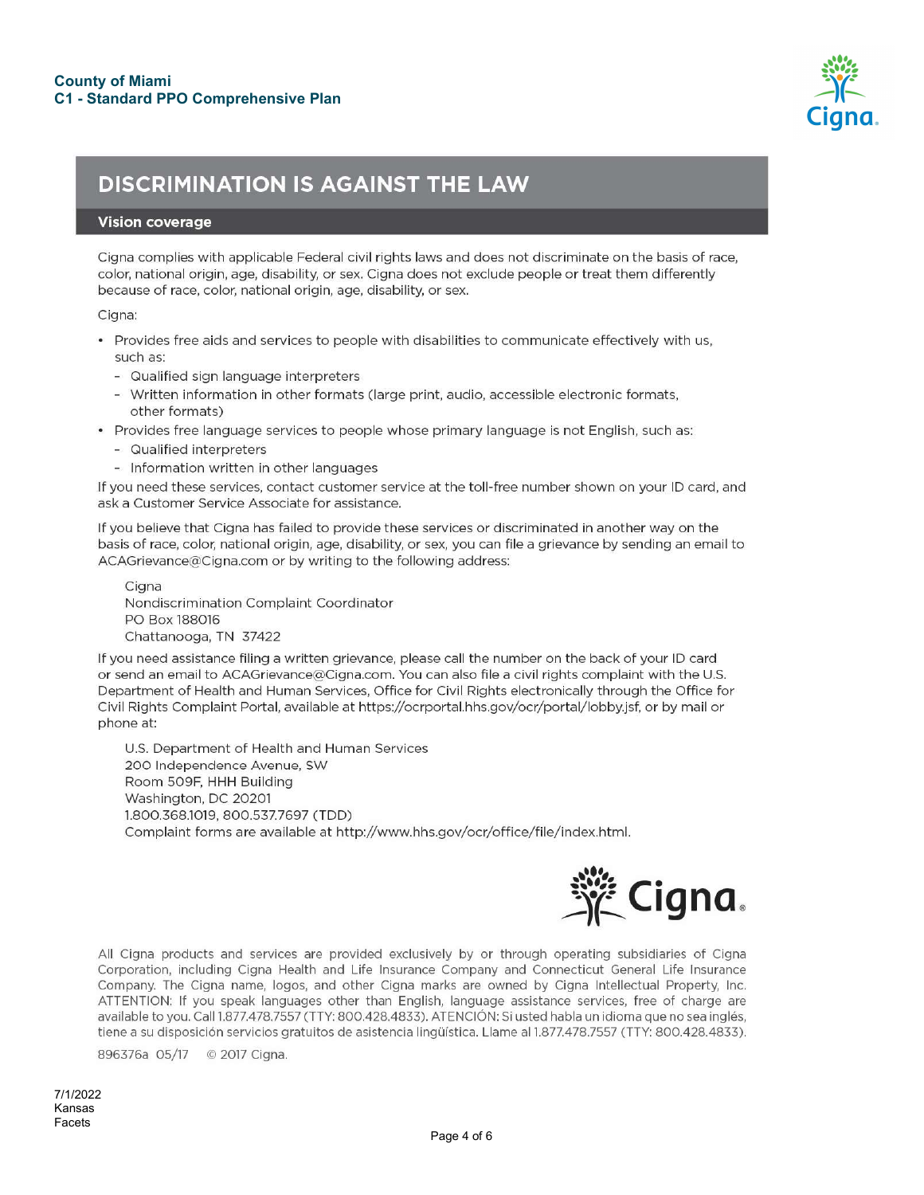# DISCRIMINATION IS AGAINST THE LAW

## Vision coverage

Cigna complies with applicable Federal civil rights laws and does not discriminate on the basis of race, color, national origin, age, disability, or sex. Cigna does not exclude people or treat them differently because of race, color, national origin, age, disability, or sex.

Cigna:

- Provides free aids and services to people with disabilities to communicate effectively with us, such as:
  - Qualified sign language interpreters
  - Written information in other formats (large print, audio, accessible electronic formats, other formats)
- Provides free language services to people whose primary language is not English, such as:
  - Qualified interpreters
  - Information written in other languages

If you need these services, contact customer service at the toll-free number shown on your ID card, and ask a Customer Service Associate for assistance.

If you believe that Cigna has failed to provide these services or discriminated in another way on the basis of race, color, national origin, age, disability, or sex, you can file a grievance by sending an email to ACAGrievance@Cigna.com or by writing to the following address:

Cigna
Nondiscrimination Complaint Coordinator
PO Box 188016
Chattanooga, TN 37422

If you need assistance filing a written grievance, please call the number on the back of your ID card or send an email to ACAGrievance@Cigna.com. You can also file a civil rights complaint with the U.S. Department of Health and Human Services, Office for Civil Rights electronically through the Office for Civil Rights Complaint Portal, available at https://ocrportal.hhs.gov/ocr/portal/lobby.jsf, or by mail or phone at:

U.S. Department of Health and Human Services
200 Independence Avenue, SW
Room 509F, HHH Building
Washington, DC 20201
1.800.368.1019, 800.537.7697 (TDD)
Complaint forms are available at http://www.hhs.gov/ocr/office/file/index.html.

All Cigna products and services are provided exclusively by or through operating subsidiaries of Cigna Corporation, including Cigna Health and Life Insurance Company and Connecticut General Life Insurance Company. The Cigna name, logos, and other Cigna marks are owned by Cigna Intellectual Property, Inc. ATTENTION: If you speak languages other than English, language assistance services, free of charge are available to you. Call 1.877.478.7557 (TTY: 800.428.4833). ATENCIÓN: Si usted habla un idioma que no sea inglés, tiene a su disposición servicios gratuitos de asistencia lingüística. Llame al 1.877.478.7557 (TTY: 800.428.4833).

896376a 05/17 © 2017 Cigna.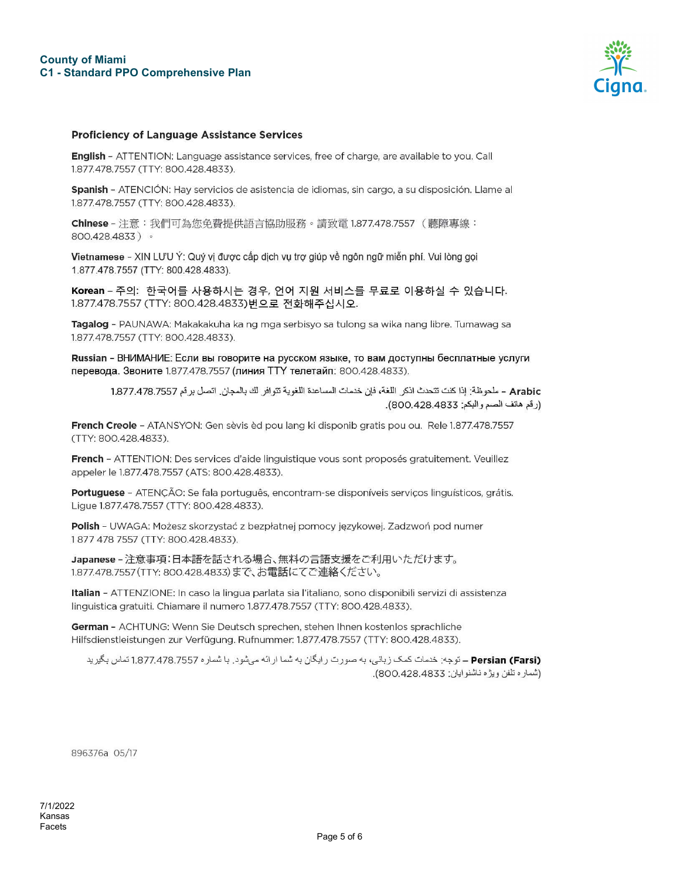### Proficiency of Language Assistance Services

**English** – ATTENTION: Language assistance services, free of charge, are available to you. Call 1.877.478.7557 (TTY: 800.428.4833).

**Spanish** – ATENCIÓN: Hay servicios de asistencia de idiomas, sin cargo, a su disposición. Llame al 1.877.478.7557 (TTY: 800.428.4833).

**Chinese** – 注意：我們可為您免費提供語言協助服務。請致電 1.877.478.7557 （聽障專線：800.428.4833）。

**Vietnamese** – XIN LƯU Ý: Quý vị được cấp dịch vụ trợ giúp về ngôn ngữ miễn phí. Vui lòng gọi 1.877.478.7557 (TTY: 800.428.4833).

**Korean** – 주의: 한국어를 사용하시는 경우, 언어 지원 서비스를 무료로 이용하실 수 있습니다. 1.877.478.7557 (TTY: 800.428.4833)번으로 전화해주십시오.

**Tagalog** – PAUNAWA: Makakakuha ka ng mga serbisyo sa tulong sa wika nang libre. Tumawag sa 1.877.478.7557 (TTY: 800.428.4833).

**Russian** – ВНИМАНИЕ: Если вы говорите на русском языке, то вам доступны бесплатные услуги перевода. Звоните 1.877.478.7557 (линия TTY телетайп: 800.428.4833).

**Arabic** – ملحوظة: إذا كنت تتحدث اذكر اللغة، فإن خدمات المساعدة اللغوية تتوافر لك بالمجان. اتصل برقم 1.877.478.7557 (رقم هاتف الصم والبكم: 800.428.4833).

**French Creole** – ATANSYON: Gen sèvis èd pou lang ki disponib gratis pou ou. Rele 1.877.478.7557 (TTY: 800.428.4833).

**French** – ATTENTION: Des services d'aide linguistique vous sont proposés gratuitement. Veuillez appeler le 1.877.478.7557 (ATS: 800.428.4833).

**Portuguese** – ATENÇÃO: Se fala português, encontram-se disponíveis serviços linguísticos, grátis. Ligue 1.877.478.7557 (TTY: 800.428.4833).

**Polish** – UWAGA: Możesz skorzystać z bezpłatnej pomocy językowej. Zadzwoń pod numer 1 877 478 7557 (TTY: 800.428.4833).

**Japanese** – 注意事項：日本語を話される場合、無料の言語支援をご利用いただけます。1.877.478.7557 (TTY: 800.428.4833) まで、お電話にてご連絡ください。

**Italian** – ATTENZIONE: In caso la lingua parlata sia l'italiano, sono disponibili servizi di assistenza linguistica gratuiti. Chiamare il numero 1.877.478.7557 (TTY: 800.428.4833).

**German** – ACHTUNG: Wenn Sie Deutsch sprechen, stehen Ihnen kostenlos sprachliche Hilfsdienstleistungen zur Verfügung. Rufnummer: 1.877.478.7557 (TTY: 800.428.4833).

**Persian (Farsi)** – توجه: خدمات کمک زبانی، به صورت رایگان به شما ارائه می‌شود. با شماره 1.877.478.7557 تماس بگیرید (شماره تلفن ویژه ناشنوایان: 800.428.4833).

896376a 05/17

7/1/2022
Kansas
Facets